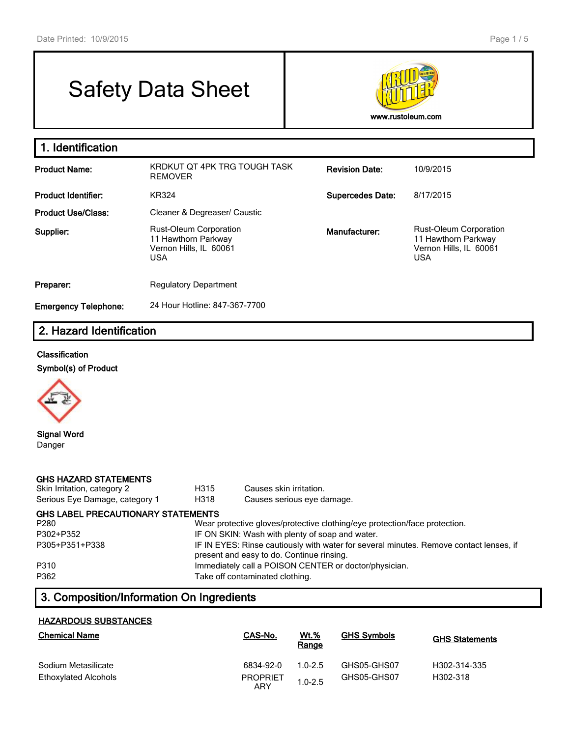Date Printed: 10/9/2015

# Safety Data Sheet

www.rustoleum.com

## 1. Identification

| | | | |
|---|---|---|---|
| **Product Name:** | KRDKUT QT 4PK TRG TOUGH TASK REMOVER | **Revision Date:** | 10/9/2015 |
| **Product Identifier:** | KR324 | **Supercedes Date:** | 8/17/2015 |
| **Product Use/Class:** | Cleaner & Degreaser/ Caustic | | |
| **Supplier:** | Rust-Oleum Corporation<br>11 Hawthorn Parkway<br>Vernon Hills, IL 60061<br>USA | **Manufacturer:** | Rust-Oleum Corporation<br>11 Hawthorn Parkway<br>Vernon Hills, IL 60061<br>USA |
| **Preparer:** | Regulatory Department | | |
| **Emergency Telephone:** | 24 Hour Hotline: 847-367-7700 | | |

## 2. Hazard Identification

**Classification**

**Symbol(s) of Product**

**Signal Word**
Danger

**GHS HAZARD STATEMENTS**

| | | |
|---|---|---|
| Skin Irritation, category 2 | H315 | Causes skin irritation. |
| Serious Eye Damage, category 1 | H318 | Causes serious eye damage. |

**GHS LABEL PRECAUTIONARY STATEMENTS**

| | |
|---|---|
| P280 | Wear protective gloves/protective clothing/eye protection/face protection. |
| P302+P352 | IF ON SKIN: Wash with plenty of soap and water. |
| P305+P351+P338 | IF IN EYES: Rinse cautiously with water for several minutes. Remove contact lenses, if present and easy to do. Continue rinsing. |
| P310 | Immediately call a POISON CENTER or doctor/physician. |
| P362 | Take off contaminated clothing. |

## 3. Composition/Information On Ingredients

**HAZARDOUS SUBSTANCES**

| Chemical Name | CAS-No. | Wt.% Range | GHS Symbols | GHS Statements |
|---|---|---|---|---|
| Sodium Metasilicate | 6834-92-0 | 1.0-2.5 | GHS05-GHS07 | H302-314-335 |
| Ethoxylated Alcohols | PROPRIETARY | 1.0-2.5 | GHS05-GHS07 | H302-318 |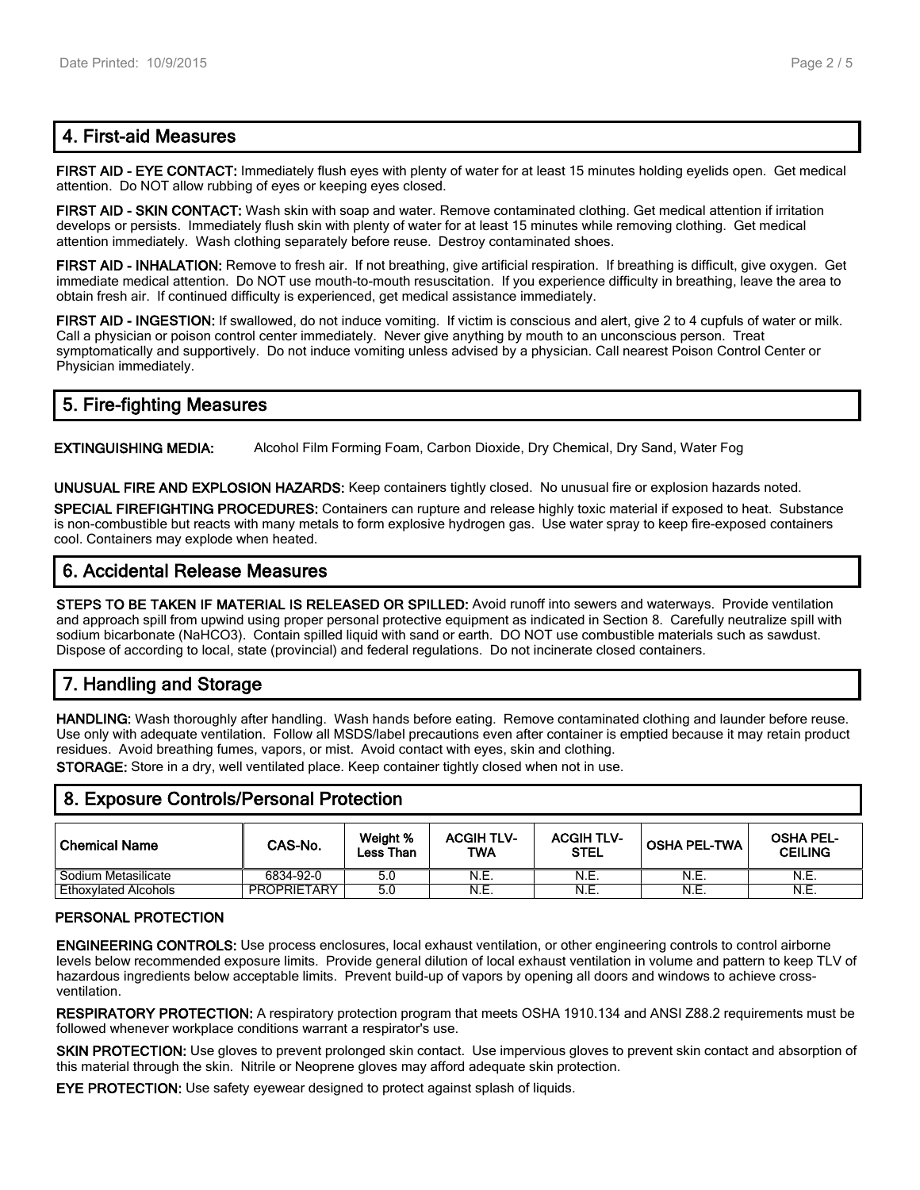## 4. First-aid Measures

**FIRST AID - EYE CONTACT:** Immediately flush eyes with plenty of water for at least 15 minutes holding eyelids open. Get medical attention. Do NOT allow rubbing of eyes or keeping eyes closed.

**FIRST AID - SKIN CONTACT:** Wash skin with soap and water. Remove contaminated clothing. Get medical attention if irritation develops or persists. Immediately flush skin with plenty of water for at least 15 minutes while removing clothing. Get medical attention immediately. Wash clothing separately before reuse. Destroy contaminated shoes.

**FIRST AID - INHALATION:** Remove to fresh air. If not breathing, give artificial respiration. If breathing is difficult, give oxygen. Get immediate medical attention. Do NOT use mouth-to-mouth resuscitation. If you experience difficulty in breathing, leave the area to obtain fresh air. If continued difficulty is experienced, get medical assistance immediately.

**FIRST AID - INGESTION:** If swallowed, do not induce vomiting. If victim is conscious and alert, give 2 to 4 cupfuls of water or milk. Call a physician or poison control center immediately. Never give anything by mouth to an unconscious person. Treat symptomatically and supportively. Do not induce vomiting unless advised by a physician. Call nearest Poison Control Center or Physician immediately.

## 5. Fire-fighting Measures

**EXTINGUISHING MEDIA:** Alcohol Film Forming Foam, Carbon Dioxide, Dry Chemical, Dry Sand, Water Fog

**UNUSUAL FIRE AND EXPLOSION HAZARDS:** Keep containers tightly closed. No unusual fire or explosion hazards noted.

**SPECIAL FIREFIGHTING PROCEDURES:** Containers can rupture and release highly toxic material if exposed to heat. Substance is non-combustible but reacts with many metals to form explosive hydrogen gas. Use water spray to keep fire-exposed containers cool. Containers may explode when heated.

## 6. Accidental Release Measures

**STEPS TO BE TAKEN IF MATERIAL IS RELEASED OR SPILLED:** Avoid runoff into sewers and waterways. Provide ventilation and approach spill from upwind using proper personal protective equipment as indicated in Section 8. Carefully neutralize spill with sodium bicarbonate ($NaHCO_3$). Contain spilled liquid with sand or earth. DO NOT use combustible materials such as sawdust. Dispose of according to local, state (provincial) and federal regulations. Do not incinerate closed containers.

## 7. Handling and Storage

**HANDLING:** Wash thoroughly after handling. Wash hands before eating. Remove contaminated clothing and launder before reuse. Use only with adequate ventilation. Follow all MSDS/label precautions even after container is emptied because it may retain product residues. Avoid breathing fumes, vapors, or mist. Avoid contact with eyes, skin and clothing.

**STORAGE:** Store in a dry, well ventilated place. Keep container tightly closed when not in use.

## 8. Exposure Controls/Personal Protection

| Chemical Name | CAS-No. | Weight % Less Than | ACGIH TLV-TWA | ACGIH TLV-STEL | OSHA PEL-TWA | OSHA PEL-CEILING |
|---|---|---|---|---|---|---|
| Sodium Metasilicate | 6834-92-0 | 5.0 | N.E. | N.E. | N.E. | N.E. |
| Ethoxylated Alcohols | PROPRIETARY | 5.0 | N.E. | N.E. | N.E. | N.E. |

**PERSONAL PROTECTION**

**ENGINEERING CONTROLS:** Use process enclosures, local exhaust ventilation, or other engineering controls to control airborne levels below recommended exposure limits. Provide general dilution of local exhaust ventilation in volume and pattern to keep TLV of hazardous ingredients below acceptable limits. Prevent build-up of vapors by opening all doors and windows to achieve cross-ventilation.

**RESPIRATORY PROTECTION:** A respiratory protection program that meets OSHA 1910.134 and ANSI Z88.2 requirements must be followed whenever workplace conditions warrant a respirator's use.

**SKIN PROTECTION:** Use gloves to prevent prolonged skin contact. Use impervious gloves to prevent skin contact and absorption of this material through the skin. Nitrile or Neoprene gloves may afford adequate skin protection.

**EYE PROTECTION:** Use safety eyewear designed to protect against splash of liquids.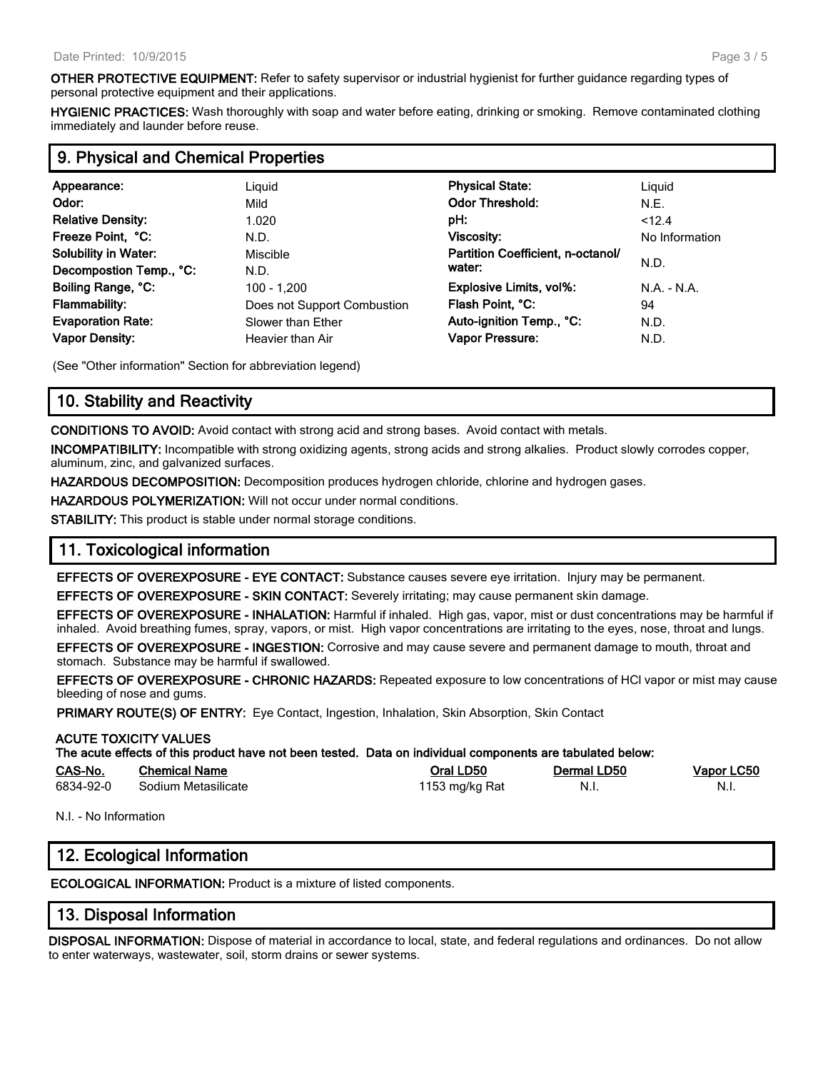**OTHER PROTECTIVE EQUIPMENT:** Refer to safety supervisor or industrial hygienist for further guidance regarding types of personal protective equipment and their applications.

**HYGIENIC PRACTICES:** Wash thoroughly with soap and water before eating, drinking or smoking. Remove contaminated clothing immediately and launder before reuse.

## 9. Physical and Chemical Properties

| | | | |
|---|---|---|---|
| **Appearance:** | Liquid | **Physical State:** | Liquid |
| **Odor:** | Mild | **Odor Threshold:** | N.E. |
| **Relative Density:** | 1.020 | **pH:** | <12.4 |
| **Freeze Point, °C:** | N.D. | **Viscosity:** | No Information |
| **Solubility in Water:** | Miscible | **Partition Coefficient, n-octanol/ water:** | N.D. |
| **Decompostion Temp., °C:** | N.D. | | |
| **Boiling Range, °C:** | 100 - 1,200 | **Explosive Limits, vol%:** | N.A. - N.A. |
| **Flammability:** | Does not Support Combustion | **Flash Point, °C:** | 94 |
| **Evaporation Rate:** | Slower than Ether | **Auto-ignition Temp., °C:** | N.D. |
| **Vapor Density:** | Heavier than Air | **Vapor Pressure:** | N.D. |

(See "Other information" Section for abbreviation legend)

## 10. Stability and Reactivity

**CONDITIONS TO AVOID:** Avoid contact with strong acid and strong bases. Avoid contact with metals.

**INCOMPATIBILITY:** Incompatible with strong oxidizing agents, strong acids and strong alkalies. Product slowly corrodes copper, aluminum, zinc, and galvanized surfaces.

**HAZARDOUS DECOMPOSITION:** Decomposition produces hydrogen chloride, chlorine and hydrogen gases.

**HAZARDOUS POLYMERIZATION:** Will not occur under normal conditions.

**STABILITY:** This product is stable under normal storage conditions.

## 11. Toxicological information

**EFFECTS OF OVEREXPOSURE - EYE CONTACT:** Substance causes severe eye irritation. Injury may be permanent.

**EFFECTS OF OVEREXPOSURE - SKIN CONTACT:** Severely irritating; may cause permanent skin damage.

**EFFECTS OF OVEREXPOSURE - INHALATION:** Harmful if inhaled. High gas, vapor, mist or dust concentrations may be harmful if inhaled. Avoid breathing fumes, spray, vapors, or mist. High vapor concentrations are irritating to the eyes, nose, throat and lungs.

**EFFECTS OF OVEREXPOSURE - INGESTION:** Corrosive and may cause severe and permanent damage to mouth, throat and stomach. Substance may be harmful if swallowed.

**EFFECTS OF OVEREXPOSURE - CHRONIC HAZARDS:** Repeated exposure to low concentrations of HCl vapor or mist may cause bleeding of nose and gums.

**PRIMARY ROUTE(S) OF ENTRY:** Eye Contact, Ingestion, Inhalation, Skin Absorption, Skin Contact

**ACUTE TOXICITY VALUES**
**The acute effects of this product have not been tested. Data on individual components are tabulated below:**

| CAS-No. | Chemical Name | Oral LD50 | Dermal LD50 | Vapor LC50 |
|---|---|---|---|---|
| 6834-92-0 | Sodium Metasilicate | 1153 mg/kg Rat | N.I. | N.I. |

N.I. - No Information

## 12. Ecological Information

**ECOLOGICAL INFORMATION:** Product is a mixture of listed components.

## 13. Disposal Information

**DISPOSAL INFORMATION:** Dispose of material in accordance to local, state, and federal regulations and ordinances. Do not allow to enter waterways, wastewater, soil, storm drains or sewer systems.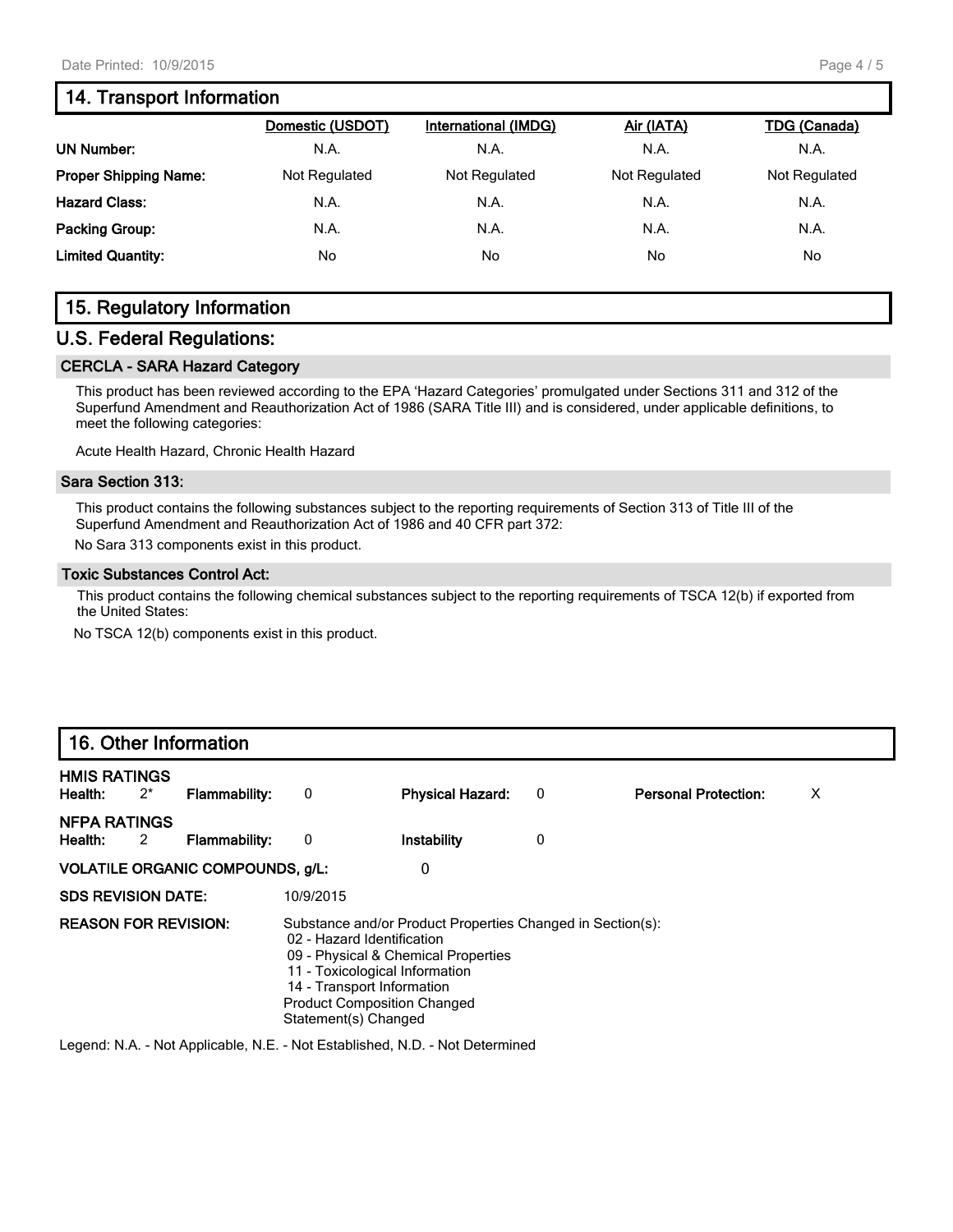## 14. Transport Information

| | Domestic (USDOT) | International (IMDG) | Air (IATA) | TDG (Canada) |
|---|---|---|---|---|
| **UN Number:** | N.A. | N.A. | N.A. | N.A. |
| **Proper Shipping Name:** | Not Regulated | Not Regulated | Not Regulated | Not Regulated |
| **Hazard Class:** | N.A. | N.A. | N.A. | N.A. |
| **Packing Group:** | N.A. | N.A. | N.A. | N.A. |
| **Limited Quantity:** | No | No | No | No |

## 15. Regulatory Information

## U.S. Federal Regulations:

### CERCLA - SARA Hazard Category

This product has been reviewed according to the EPA 'Hazard Categories' promulgated under Sections 311 and 312 of the Superfund Amendment and Reauthorization Act of 1986 (SARA Title III) and is considered, under applicable definitions, to meet the following categories:

Acute Health Hazard, Chronic Health Hazard

### Sara Section 313:

This product contains the following substances subject to the reporting requirements of Section 313 of Title III of the Superfund Amendment and Reauthorization Act of 1986 and 40 CFR part 372:

No Sara 313 components exist in this product.

### Toxic Substances Control Act:

This product contains the following chemical substances subject to the reporting requirements of TSCA 12(b) if exported from the United States:

No TSCA 12(b) components exist in this product.

## 16. Other Information

**HMIS RATINGS**

| | | | | | | | |
|---|---|---|---|---|---|---|---|
| **Health:** | 2* | **Flammability:** | 0 | **Physical Hazard:** | 0 | **Personal Protection:** | X |

**NFPA RATINGS**

| | | | | | |
|---|---|---|---|---|---|
| **Health:** | 2 | **Flammability:** | 0 | **Instability** | 0 |

**VOLATILE ORGANIC COMPOUNDS, g/L:** 0

**SDS REVISION DATE:** 10/9/2015

**REASON FOR REVISION:** Substance and/or Product Properties Changed in Section(s):
- 02 - Hazard Identification
- 09 - Physical & Chemical Properties
- 11 - Toxicological Information
- 14 - Transport Information

Product Composition Changed
Statement(s) Changed

Legend: N.A. - Not Applicable, N.E. - Not Established, N.D. - Not Determined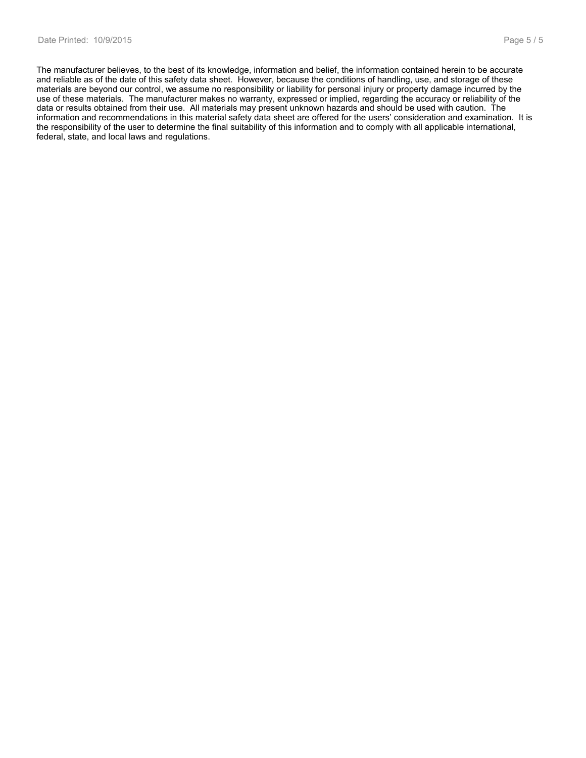The manufacturer believes, to the best of its knowledge, information and belief, the information contained herein to be accurate and reliable as of the date of this safety data sheet. However, because the conditions of handling, use, and storage of these materials are beyond our control, we assume no responsibility or liability for personal injury or property damage incurred by the use of these materials. The manufacturer makes no warranty, expressed or implied, regarding the accuracy or reliability of the data or results obtained from their use. All materials may present unknown hazards and should be used with caution. The information and recommendations in this material safety data sheet are offered for the users' consideration and examination. It is the responsibility of the user to determine the final suitability of this information and to comply with all applicable international, federal, state, and local laws and regulations.